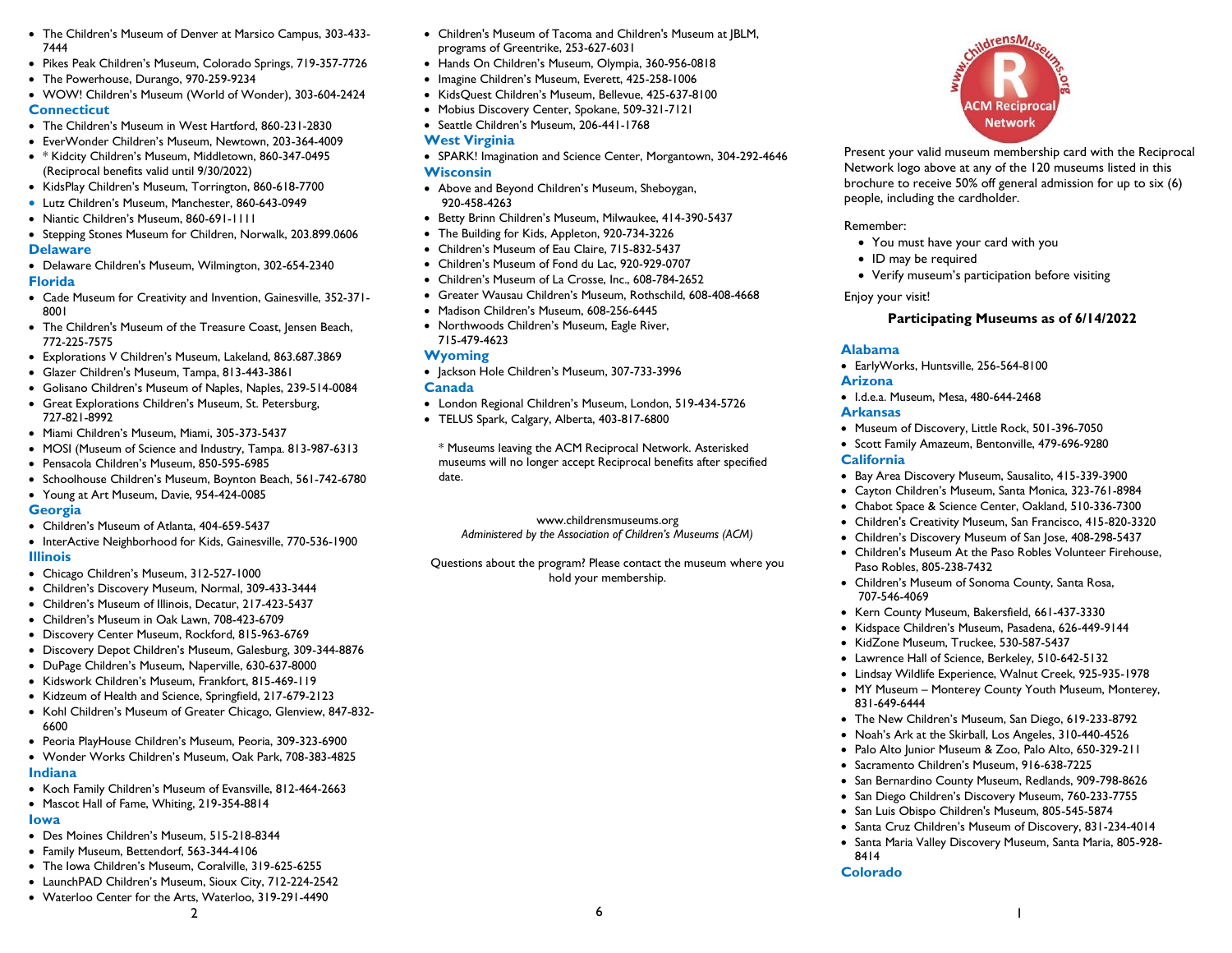Present your valid museum membership card with the Reciprocal Network logo above at any of the 120 museums listed in this brochure to receive 50% off general admission for up to six (6) people, including the cardholder.

Remember:

- You must have your card with you
- ID may be required
- Verify museum's participation before visiting

Enjoy your visit!

## Participating Museums as of 6/14/2022

### Alabama

- EarlyWorks, Huntsville, 256-564-8100

### Arizona

- I.d.e.a. Museum, Mesa, 480-644-2468

### Arkansas

- Museum of Discovery, Little Rock, 501-396-7050
- Scott Family Amazeum, Bentonville, 479-696-9280

### California

- Bay Area Discovery Museum, Sausalito, 415-339-3900
- Cayton Children's Museum, Santa Monica, 323-761-8984
- Chabot Space & Science Center, Oakland, 510-336-7300
- Children's Creativity Museum, San Francisco, 415-820-3320
- Children's Discovery Museum of San Jose, 408-298-5437
- Children's Museum At the Paso Robles Volunteer Firehouse, Paso Robles, 805-238-7432
- Children's Museum of Sonoma County, Santa Rosa, 707-546-4069
- Kern County Museum, Bakersfield, 661-437-3330
- Kidspace Children's Museum, Pasadena, 626-449-9144
- KidZone Museum, Truckee, 530-587-5437
- Lawrence Hall of Science, Berkeley, 510-642-5132
- Lindsay Wildlife Experience, Walnut Creek, 925-935-1978
- MY Museum – Monterey County Youth Museum, Monterey, 831-649-6444
- The New Children's Museum, San Diego, 619-233-8792
- Noah's Ark at the Skirball, Los Angeles, 310-440-4526
- Palo Alto Junior Museum & Zoo, Palo Alto, 650-329-211
- Sacramento Children's Museum, 916-638-7225
- San Bernardino County Museum, Redlands, 909-798-8626
- San Diego Children's Discovery Museum, 760-233-7755
- San Luis Obispo Children's Museum, 805-545-5874
- Santa Cruz Children's Museum of Discovery, 831-234-4014
- Santa Maria Valley Discovery Museum, Santa Maria, 805-928-8414

### Colorado

- The Children's Museum of Denver at Marsico Campus, 303-433-7444
- Pikes Peak Children's Museum, Colorado Springs, 719-357-7726
- The Powerhouse, Durango, 970-259-9234
- WOW! Children's Museum (World of Wonder), 303-604-2424

### Connecticut

- The Children's Museum in West Hartford, 860-231-2830
- EverWonder Children's Museum, Newtown, 203-364-4009
- * Kidcity Children's Museum, Middletown, 860-347-0495 (Reciprocal benefits valid until 9/30/2022)
- KidsPlay Children's Museum, Torrington, 860-618-7700
- Lutz Children's Museum, Manchester, 860-643-0949
- Niantic Children's Museum, 860-691-1111
- Stepping Stones Museum for Children, Norwalk, 203.899.0606

### Delaware

- Delaware Children's Museum, Wilmington, 302-654-2340

### Florida

- Cade Museum for Creativity and Invention, Gainesville, 352-371-8001
- The Children's Museum of the Treasure Coast, Jensen Beach, 772-225-7575
- Explorations V Children's Museum, Lakeland, 863.687.3869
- Glazer Children's Museum, Tampa, 813-443-3861
- Golisano Children's Museum of Naples, Naples, 239-514-0084
- Great Explorations Children's Museum, St. Petersburg, 727-821-8992
- Miami Children's Museum, Miami, 305-373-5437
- MOSI (Museum of Science and Industry, Tampa. 813-987-6313
- Pensacola Children's Museum, 850-595-6985
- Schoolhouse Children's Museum, Boynton Beach, 561-742-6780
- Young at Art Museum, Davie, 954-424-0085

### Georgia

- Children's Museum of Atlanta, 404-659-5437
- InterActive Neighborhood for Kids, Gainesville, 770-536-1900

### Illinois

- Chicago Children's Museum, 312-527-1000
- Children's Discovery Museum, Normal, 309-433-3444
- Children's Museum of Illinois, Decatur, 217-423-5437
- Children's Museum in Oak Lawn, 708-423-6709
- Discovery Center Museum, Rockford, 815-963-6769
- Discovery Depot Children's Museum, Galesburg, 309-344-8876
- DuPage Children's Museum, Naperville, 630-637-8000
- Kidswork Children's Museum, Frankfort, 815-469-119
- Kidzeum of Health and Science, Springfield, 217-679-2123
- Kohl Children's Museum of Greater Chicago, Glenview, 847-832-6600
- Peoria PlayHouse Children's Museum, Peoria, 309-323-6900
- Wonder Works Children's Museum, Oak Park, 708-383-4825

### Indiana

- Koch Family Children's Museum of Evansville, 812-464-2663
- Mascot Hall of Fame, Whiting, 219-354-8814

### Iowa

- Des Moines Children's Museum, 515-218-8344
- Family Museum, Bettendorf, 563-344-4106
- The Iowa Children's Museum, Coralville, 319-625-6255
- LaunchPAD Children's Museum, Sioux City, 712-224-2542
- Waterloo Center for the Arts, Waterloo, 319-291-4490

- Children's Museum of Tacoma and Children's Museum at JBLM, programs of Greentrike, 253-627-6031
- Hands On Children's Museum, Olympia, 360-956-0818
- Imagine Children's Museum, Everett, 425-258-1006
- KidsQuest Children's Museum, Bellevue, 425-637-8100
- Mobius Discovery Center, Spokane, 509-321-7121
- Seattle Children's Museum, 206-441-1768

### West Virginia

- SPARK! Imagination and Science Center, Morgantown, 304-292-4646

### Wisconsin

- Above and Beyond Children's Museum, Sheboygan, 920-458-4263
- Betty Brinn Children's Museum, Milwaukee, 414-390-5437
- The Building for Kids, Appleton, 920-734-3226
- Children's Museum of Eau Claire, 715-832-5437
- Children's Museum of Fond du Lac, 920-929-0707
- Children's Museum of La Crosse, Inc., 608-784-2652
- Greater Wausau Children's Museum, Rothschild, 608-408-4668
- Madison Children's Museum, 608-256-6445
- Northwoods Children's Museum, Eagle River, 715-479-4623

### Wyoming

- Jackson Hole Children's Museum, 307-733-3996

### Canada

- London Regional Children's Museum, London, 519-434-5726
- TELUS Spark, Calgary, Alberta, 403-817-6800

* Museums leaving the ACM Reciprocal Network. Asterisked museums will no longer accept Reciprocal benefits after specified date.

www.childrensmuseums.org
*Administered by the Association of Children's Museums (ACM)*

Questions about the program? Please contact the museum where you hold your membership.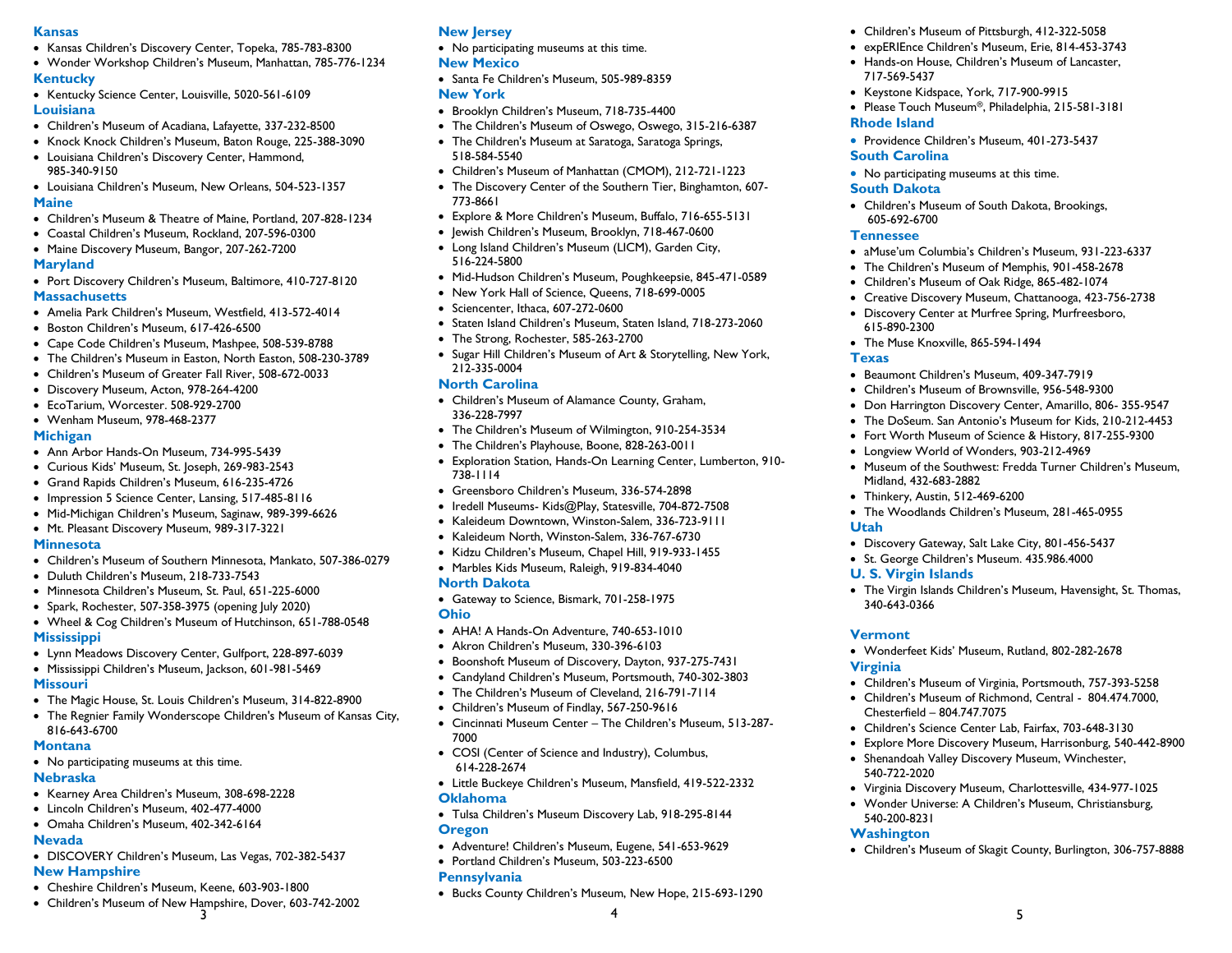## Kansas

- Kansas Children's Discovery Center, Topeka, 785-783-8300
- Wonder Workshop Children's Museum, Manhattan, 785-776-1234

## Kentucky

- Kentucky Science Center, Louisville, 5020-561-6109

## Louisiana

- Children's Museum of Acadiana, Lafayette, 337-232-8500
- Knock Knock Children's Museum, Baton Rouge, 225-388-3090
- Louisiana Children's Discovery Center, Hammond, 985-340-9150
- Louisiana Children's Museum, New Orleans, 504-523-1357

## Maine

- Children's Museum & Theatre of Maine, Portland, 207-828-1234
- Coastal Children's Museum, Rockland, 207-596-0300
- Maine Discovery Museum, Bangor, 207-262-7200

## Maryland

- Port Discovery Children's Museum, Baltimore, 410-727-8120

## Massachusetts

- Amelia Park Children's Museum, Westfield, 413-572-4014
- Boston Children's Museum, 617-426-6500
- Cape Code Children's Museum, Mashpee, 508-539-8788
- The Children's Museum in Easton, North Easton, 508-230-3789
- Children's Museum of Greater Fall River, 508-672-0033
- Discovery Museum, Acton, 978-264-4200
- EcoTarium, Worcester. 508-929-2700
- Wenham Museum, 978-468-2377

## Michigan

- Ann Arbor Hands-On Museum, 734-995-5439
- Curious Kids' Museum, St. Joseph, 269-983-2543
- Grand Rapids Children's Museum, 616-235-4726
- Impression 5 Science Center, Lansing, 517-485-8116
- Mid-Michigan Children's Museum, Saginaw, 989-399-6626
- Mt. Pleasant Discovery Museum, 989-317-3221

## Minnesota

- Children's Museum of Southern Minnesota, Mankato, 507-386-0279
- Duluth Children's Museum, 218-733-7543
- Minnesota Children's Museum, St. Paul, 651-225-6000
- Spark, Rochester, 507-358-3975 (opening July 2020)
- Wheel & Cog Children's Museum of Hutchinson, 651-788-0548

## Mississippi

- Lynn Meadows Discovery Center, Gulfport, 228-897-6039
- Mississippi Children's Museum, Jackson, 601-981-5469

## Missouri

- The Magic House, St. Louis Children's Museum, 314-822-8900
- The Regnier Family Wonderscope Children's Museum of Kansas City, 816-643-6700

## Montana

- No participating museums at this time.

## Nebraska

- Kearney Area Children's Museum, 308-698-2228
- Lincoln Children's Museum, 402-477-4000
- Omaha Children's Museum, 402-342-6164

## Nevada

- DISCOVERY Children's Museum, Las Vegas, 702-382-5437

## New Hampshire

- Cheshire Children's Museum, Keene, 603-903-1800
- Children's Museum of New Hampshire, Dover, 603-742-2002

## New Jersey

- No participating museums at this time.

## New Mexico

- Santa Fe Children's Museum, 505-989-8359

## New York

- Brooklyn Children's Museum, 718-735-4400
- The Children's Museum of Oswego, Oswego, 315-216-6387
- The Children's Museum at Saratoga, Saratoga Springs, 518-584-5540
- Children's Museum of Manhattan (CMOM), 212-721-1223
- The Discovery Center of the Southern Tier, Binghamton, 607-773-8661
- Explore & More Children's Museum, Buffalo, 716-655-5131
- Jewish Children's Museum, Brooklyn, 718-467-0600
- Long Island Children's Museum (LICM), Garden City, 516-224-5800
- Mid-Hudson Children's Museum, Poughkeepsie, 845-471-0589
- New York Hall of Science, Queens, 718-699-0005
- Sciencenter, Ithaca, 607-272-0600
- Staten Island Children's Museum, Staten Island, 718-273-2060
- The Strong, Rochester, 585-263-2700
- Sugar Hill Children's Museum of Art & Storytelling, New York, 212-335-0004

## North Carolina

- Children's Museum of Alamance County, Graham, 336-228-7997
- The Children's Museum of Wilmington, 910-254-3534
- The Children's Playhouse, Boone, 828-263-0011
- Exploration Station, Hands-On Learning Center, Lumberton, 910-738-1114
- Greensboro Children's Museum, 336-574-2898
- Iredell Museums- Kids@Play, Statesville, 704-872-7508
- Kaleideum Downtown, Winston-Salem, 336-723-9111
- Kaleideum North, Winston-Salem, 336-767-6730
- Kidzu Children's Museum, Chapel Hill, 919-933-1455
- Marbles Kids Museum, Raleigh, 919-834-4040

## North Dakota

- Gateway to Science, Bismark, 701-258-1975

## Ohio

- AHA! A Hands-On Adventure, 740-653-1010
- Akron Children's Museum, 330-396-6103
- Boonshoft Museum of Discovery, Dayton, 937-275-7431
- Candyland Children's Museum, Portsmouth, 740-302-3803
- The Children's Museum of Cleveland, 216-791-7114
- Children's Museum of Findlay, 567-250-9616
- Cincinnati Museum Center – The Children's Museum, 513-287-7000
- COSI (Center of Science and Industry), Columbus, 614-228-2674
- Little Buckeye Children's Museum, Mansfield, 419-522-2332

## Oklahoma

- Tulsa Children's Museum Discovery Lab, 918-295-8144

## Oregon

- Adventure! Children's Museum, Eugene, 541-653-9629
- Portland Children's Museum, 503-223-6500

## Pennsylvania

- Bucks County Children's Museum, New Hope, 215-693-1290
- Children's Museum of Pittsburgh, 412-322-5058
- expERIEnce Children's Museum, Erie, 814-453-3743
- Hands-on House, Children's Museum of Lancaster, 717-569-5437
- Keystone Kidspace, York, 717-900-9915
- Please Touch Museum®, Philadelphia, 215-581-3181

## Rhode Island

- Providence Children's Museum, 401-273-5437

## South Carolina

- No participating museums at this time.

## South Dakota

- Children's Museum of South Dakota, Brookings, 605-692-6700

## Tennessee

- aMuse'um Columbia's Children's Museum, 931-223-6337
- The Children's Museum of Memphis, 901-458-2678
- Children's Museum of Oak Ridge, 865-482-1074
- Creative Discovery Museum, Chattanooga, 423-756-2738
- Discovery Center at Murfree Spring, Murfreesboro, 615-890-2300
- The Muse Knoxville, 865-594-1494

## Texas

- Beaumont Children's Museum, 409-347-7919
- Children's Museum of Brownsville, 956-548-9300
- Don Harrington Discovery Center, Amarillo, 806- 355-9547
- The DoSeum. San Antonio's Museum for Kids, 210-212-4453
- Fort Worth Museum of Science & History, 817-255-9300
- Longview World of Wonders, 903-212-4969
- Museum of the Southwest: Fredda Turner Children's Museum, Midland, 432-683-2882
- Thinkery, Austin, 512-469-6200
- The Woodlands Children's Museum, 281-465-0955

## Utah

- Discovery Gateway, Salt Lake City, 801-456-5437
- St. George Children's Museum. 435.986.4000

## U. S. Virgin Islands

- The Virgin Islands Children's Museum, Havensight, St. Thomas, 340-643-0366

## Vermont

- Wonderfeet Kids' Museum, Rutland, 802-282-2678

## Virginia

- Children's Museum of Virginia, Portsmouth, 757-393-5258
- Children's Museum of Richmond, Central - 804.474.7000, Chesterfield – 804.747.7075
- Children's Science Center Lab, Fairfax, 703-648-3130
- Explore More Discovery Museum, Harrisonburg, 540-442-8900
- Shenandoah Valley Discovery Museum, Winchester, 540-722-2020
- Virginia Discovery Museum, Charlottesville, 434-977-1025
- Wonder Universe: A Children's Museum, Christiansburg, 540-200-8231

## Washington

- Children's Museum of Skagit County, Burlington, 306-757-8888